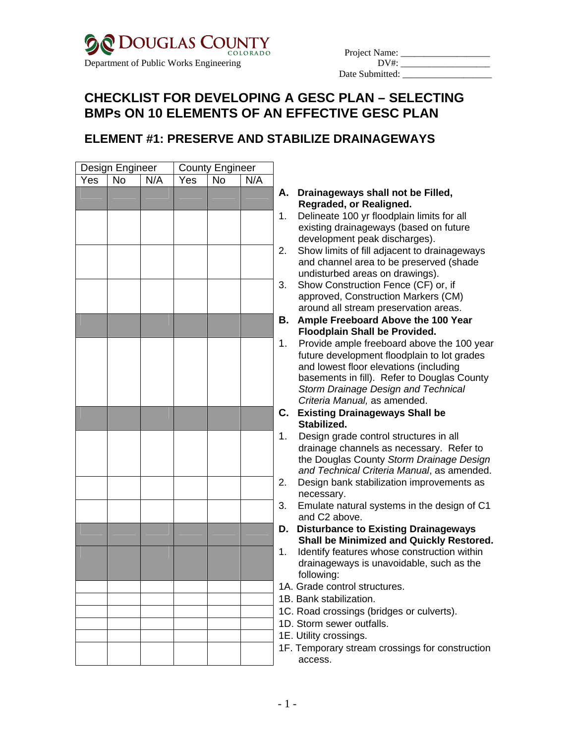Douglas County Colorado
Department of Public Works Engineering

Project Name: ___________________
DV#: ___________________
Date Submitted: ___________________

# CHECKLIST FOR DEVELOPING A GESC PLAN – SELECTING BMPs ON 10 ELEMENTS OF AN EFFECTIVE GESC PLAN

## ELEMENT #1: PRESERVE AND STABILIZE DRAINAGEWAYS

| Design Engineer | | | County Engineer | | | |
|---|---|---|---|---|---|---|
| Yes | No | N/A | Yes | No | N/A | |
| | | | | | | **A. Drainageways shall not be Filled, Regraded, or Realigned.** |
| | | | | | | 1. Delineate 100 yr floodplain limits for all existing drainageways (based on future development peak discharges). |
| | | | | | | 2. Show limits of fill adjacent to drainageways and channel area to be preserved (shade undisturbed areas on drawings). |
| | | | | | | 3. Show Construction Fence (CF) or, if approved, Construction Markers (CM) around all stream preservation areas. |
| | | | | | | **B. Ample Freeboard Above the 100 Year Floodplain Shall be Provided.** |
| | | | | | | 1. Provide ample freeboard above the 100 year future development floodplain to lot grades and lowest floor elevations (including basements in fill). Refer to Douglas County *Storm Drainage Design and Technical Criteria Manual,* as amended. |
| | | | | | | **C. Existing Drainageways Shall be Stabilized.** |
| | | | | | | 1. Design grade control structures in all drainage channels as necessary. Refer to the Douglas County *Storm Drainage Design and Technical Criteria Manual*, as amended. |
| | | | | | | 2. Design bank stabilization improvements as necessary. |
| | | | | | | 3. Emulate natural systems in the design of C1 and C2 above. |
| | | | | | | **D. Disturbance to Existing Drainageways Shall be Minimized and Quickly Restored.** |
| | | | | | | 1. Identify features whose construction within drainageways is unavoidable, such as the following: |
| | | | | | | 1A. Grade control structures. |
| | | | | | | 1B. Bank stabilization. |
| | | | | | | 1C. Road crossings (bridges or culverts). |
| | | | | | | 1D. Storm sewer outfalls. |
| | | | | | | 1E. Utility crossings. |
| | | | | | | 1F. Temporary stream crossings for construction access. |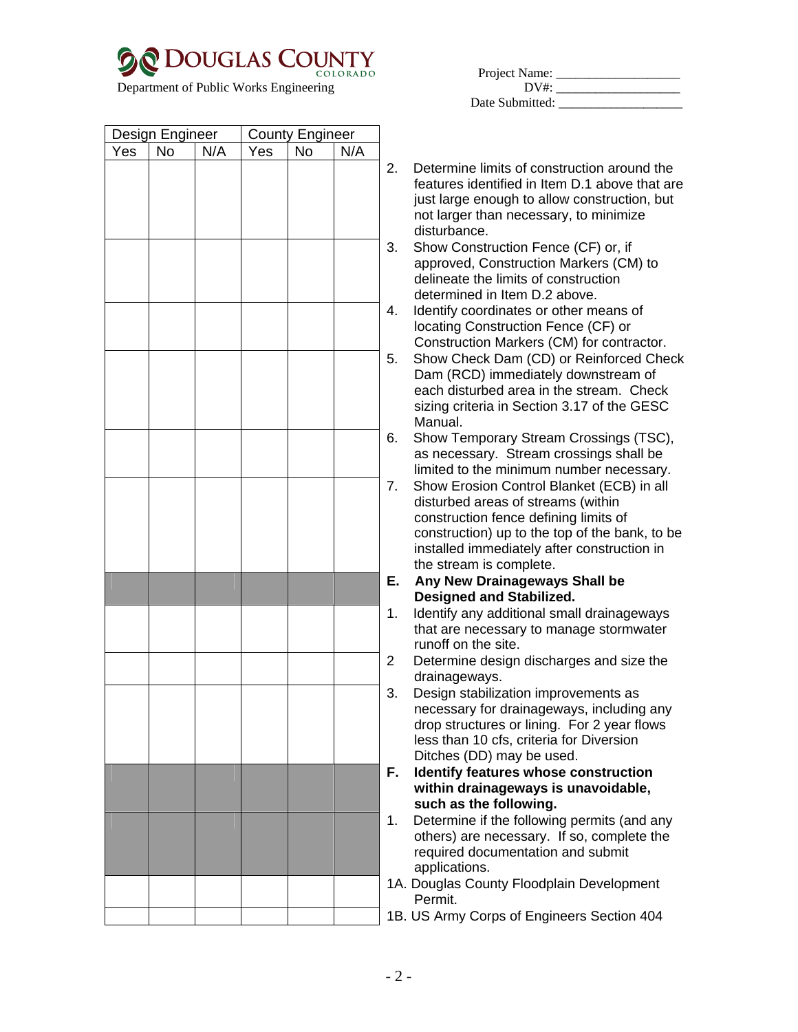# DOUGLAS COUNTY
COLORADO

Department of Public Works Engineering

Project Name: ___________________
DV#: ___________________
Date Submitted: ___________________

| Design Engineer | | | County Engineer | | | |
|---|---|---|---|---|---|---|
| Yes | No | N/A | Yes | No | N/A | |
| | | | | | | 2. Determine limits of construction around the features identified in Item D.1 above that are just large enough to allow construction, but not larger than necessary, to minimize disturbance. |
| | | | | | | 3. Show Construction Fence (CF) or, if approved, Construction Markers (CM) to delineate the limits of construction determined in Item D.2 above. |
| | | | | | | 4. Identify coordinates or other means of locating Construction Fence (CF) or Construction Markers (CM) for contractor. |
| | | | | | | 5. Show Check Dam (CD) or Reinforced Check Dam (RCD) immediately downstream of each disturbed area in the stream. Check sizing criteria in Section 3.17 of the GESC Manual. |
| | | | | | | 6. Show Temporary Stream Crossings (TSC), as necessary. Stream crossings shall be limited to the minimum number necessary. |
| | | | | | | 7. Show Erosion Control Blanket (ECB) in all disturbed areas of streams (within construction fence defining limits of construction) up to the top of the bank, to be installed immediately after construction in the stream is complete. |
| | | | | | | **E. Any New Drainageways Shall be Designed and Stabilized.** |
| | | | | | | 1. Identify any additional small drainageways that are necessary to manage stormwater runoff on the site. |
| | | | | | | 2 Determine design discharges and size the drainageways. |
| | | | | | | 3. Design stabilization improvements as necessary for drainageways, including any drop structures or lining. For 2 year flows less than 10 cfs, criteria for Diversion Ditches (DD) may be used. |
| | | | | | | **F. Identify features whose construction within drainageways is unavoidable, such as the following.** |
| | | | | | | 1. Determine if the following permits (and any others) are necessary. If so, complete the required documentation and submit applications. |
| | | | | | | 1A. Douglas County Floodplain Development Permit. |
| | | | | | | 1B. US Army Corps of Engineers Section 404 |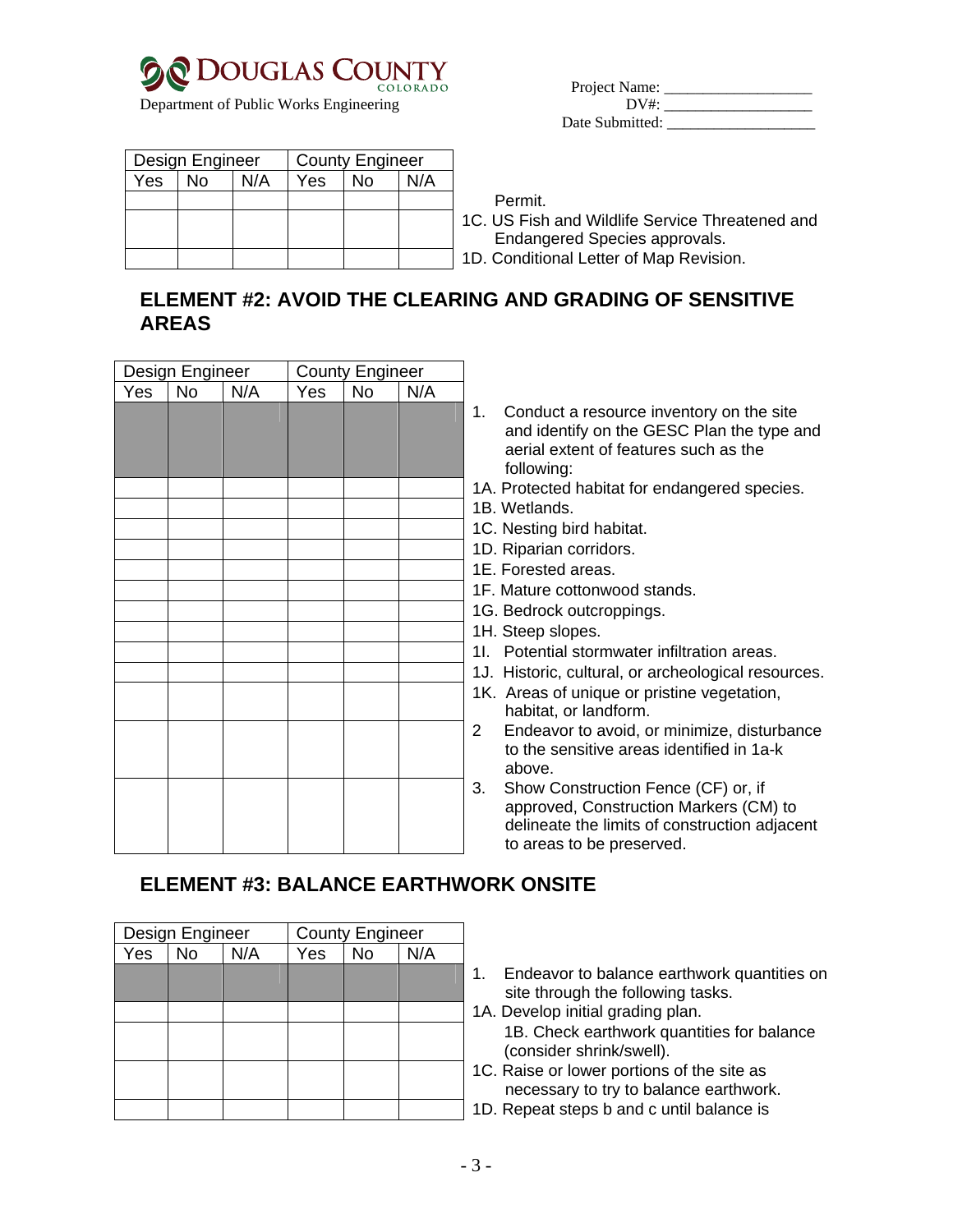Project Name: ___________________
DV#: ___________________
Date Submitted: ___________________

| Design Engineer | | | County Engineer | | | |
|---|---|---|---|---|---|---|
| Yes | No | N/A | Yes | No | N/A | |
| | | | | | | Permit. |
| | | | | | | 1C. US Fish and Wildlife Service Threatened and Endangered Species approvals. |
| | | | | | | 1D. Conditional Letter of Map Revision. |

## ELEMENT #2: AVOID THE CLEARING AND GRADING OF SENSITIVE AREAS

| Design Engineer | | | County Engineer | | | |
|---|---|---|---|---|---|---|
| Yes | No | N/A | Yes | No | N/A | |
| | | | | | | 1. Conduct a resource inventory on the site and identify on the GESC Plan the type and aerial extent of features such as the following: |
| | | | | | | 1A. Protected habitat for endangered species. |
| | | | | | | 1B. Wetlands. |
| | | | | | | 1C. Nesting bird habitat. |
| | | | | | | 1D. Riparian corridors. |
| | | | | | | 1E. Forested areas. |
| | | | | | | 1F. Mature cottonwood stands. |
| | | | | | | 1G. Bedrock outcroppings. |
| | | | | | | 1H. Steep slopes. |
| | | | | | | 1I. Potential stormwater infiltration areas. |
| | | | | | | 1J. Historic, cultural, or archeological resources. |
| | | | | | | 1K. Areas of unique or pristine vegetation, habitat, or landform. |
| | | | | | | 2 Endeavor to avoid, or minimize, disturbance to the sensitive areas identified in 1a-k above. |
| | | | | | | 3. Show Construction Fence (CF) or, if approved, Construction Markers (CM) to delineate the limits of construction adjacent to areas to be preserved. |

## ELEMENT #3: BALANCE EARTHWORK ONSITE

| Design Engineer | | | County Engineer | | | |
|---|---|---|---|---|---|---|
| Yes | No | N/A | Yes | No | N/A | |
| | | | | | | 1. Endeavor to balance earthwork quantities on site through the following tasks. |
| | | | | | | 1A. Develop initial grading plan. |
| | | | | | | 1B. Check earthwork quantities for balance (consider shrink/swell). |
| | | | | | | 1C. Raise or lower portions of the site as necessary to try to balance earthwork. |
| | | | | | | 1D. Repeat steps b and c until balance is |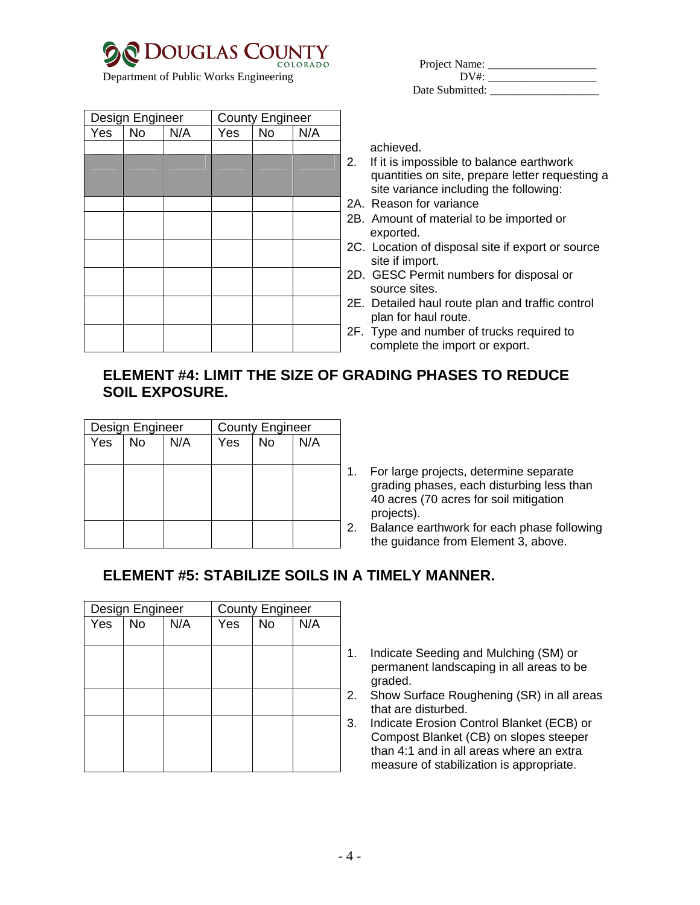Department of Public Works Engineering

Project Name: ___________________
DV#: ___________________
Date Submitted: ___________________

| Design Engineer | | | County Engineer | | | |
|---|---|---|---|---|---|---|
| Yes | No | N/A | Yes | No | N/A | |
| | | | | | | achieved. |
| | | | | | | 2. If it is impossible to balance earthwork quantities on site, prepare letter requesting a site variance including the following: |
| | | | | | | 2A. Reason for variance |
| | | | | | | 2B. Amount of material to be imported or exported. |
| | | | | | | 2C. Location of disposal site if export or source site if import. |
| | | | | | | 2D. GESC Permit numbers for disposal or source sites. |
| | | | | | | 2E. Detailed haul route plan and traffic control plan for haul route. |
| | | | | | | 2F. Type and number of trucks required to complete the import or export. |

## ELEMENT #4: LIMIT THE SIZE OF GRADING PHASES TO REDUCE SOIL EXPOSURE.

| Design Engineer | | | County Engineer | | | |
|---|---|---|---|---|---|---|
| Yes | No | N/A | Yes | No | N/A | |
| | | | | | | 1. For large projects, determine separate grading phases, each disturbing less than 40 acres (70 acres for soil mitigation projects). |
| | | | | | | 2. Balance earthwork for each phase following the guidance from Element 3, above. |

## ELEMENT #5: STABILIZE SOILS IN A TIMELY MANNER.

| Design Engineer | | | County Engineer | | | |
|---|---|---|---|---|---|---|
| Yes | No | N/A | Yes | No | N/A | |
| | | | | | | 1. Indicate Seeding and Mulching (SM) or permanent landscaping in all areas to be graded. |
| | | | | | | 2. Show Surface Roughening (SR) in all areas that are disturbed. |
| | | | | | | 3. Indicate Erosion Control Blanket (ECB) or Compost Blanket (CB) on slopes steeper than 4:1 and in all areas where an extra measure of stabilization is appropriate. |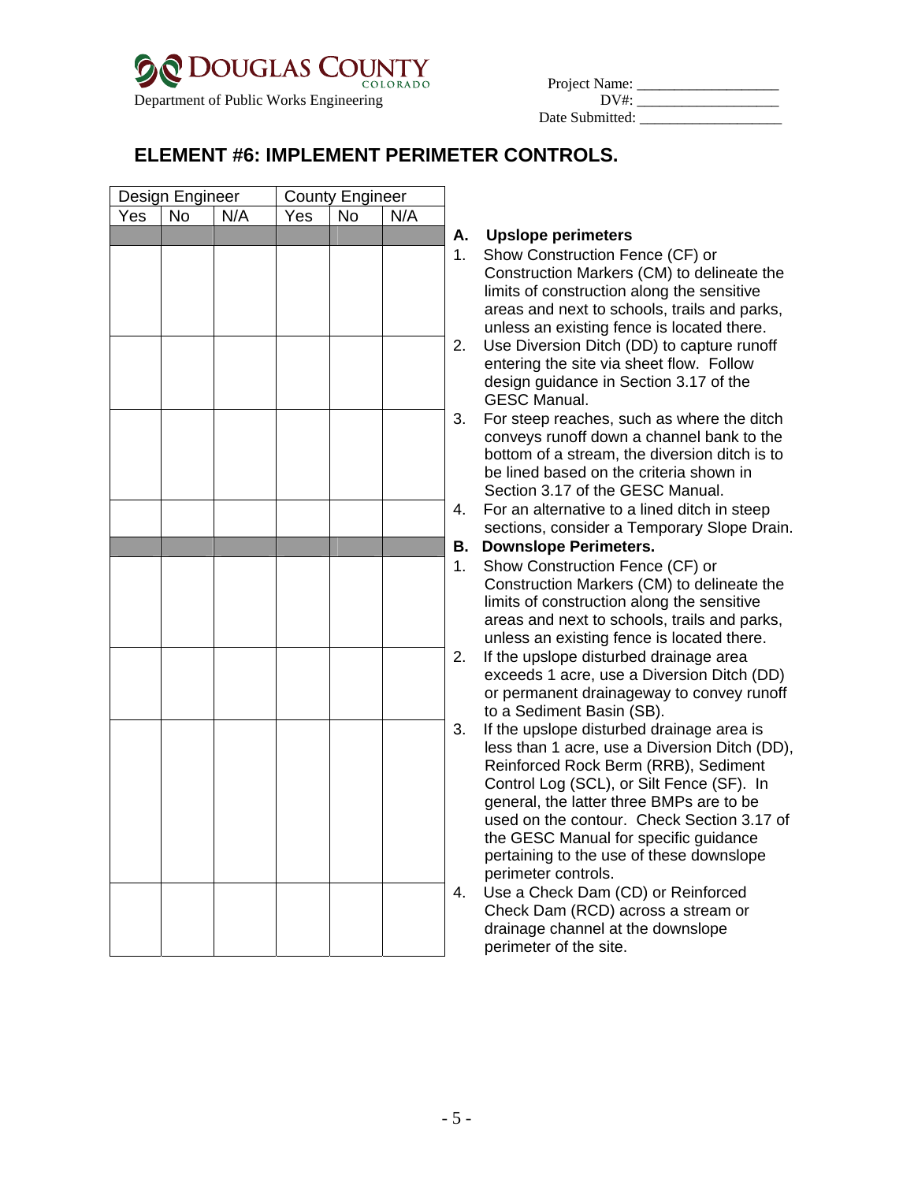Douglas County Colorado
Department of Public Works Engineering

Project Name: ___________________
DV#: ___________________
Date Submitted: ___________________

## ELEMENT #6: IMPLEMENT PERIMETER CONTROLS.

| Design Engineer | | | County Engineer | | | |
|---|---|---|---|---|---|---|
| Yes | No | N/A | Yes | No | N/A | |
| | | | | | | **A. Upslope perimeters** |
| | | | | | | 1. Show Construction Fence (CF) or Construction Markers (CM) to delineate the limits of construction along the sensitive areas and next to schools, trails and parks, unless an existing fence is located there. |
| | | | | | | 2. Use Diversion Ditch (DD) to capture runoff entering the site via sheet flow. Follow design guidance in Section 3.17 of the GESC Manual. |
| | | | | | | 3. For steep reaches, such as where the ditch conveys runoff down a channel bank to the bottom of a stream, the diversion ditch is to be lined based on the criteria shown in Section 3.17 of the GESC Manual. |
| | | | | | | 4. For an alternative to a lined ditch in steep sections, consider a Temporary Slope Drain. |
| | | | | | | **B. Downslope Perimeters.** |
| | | | | | | 1. Show Construction Fence (CF) or Construction Markers (CM) to delineate the limits of construction along the sensitive areas and next to schools, trails and parks, unless an existing fence is located there. |
| | | | | | | 2. If the upslope disturbed drainage area exceeds 1 acre, use a Diversion Ditch (DD) or permanent drainageway to convey runoff to a Sediment Basin (SB). |
| | | | | | | 3. If the upslope disturbed drainage area is less than 1 acre, use a Diversion Ditch (DD), Reinforced Rock Berm (RRB), Sediment Control Log (SCL), or Silt Fence (SF). In general, the latter three BMPs are to be used on the contour. Check Section 3.17 of the GESC Manual for specific guidance pertaining to the use of these downslope perimeter controls. |
| | | | | | | 4. Use a Check Dam (CD) or Reinforced Check Dam (RCD) across a stream or drainage channel at the downslope perimeter of the site. |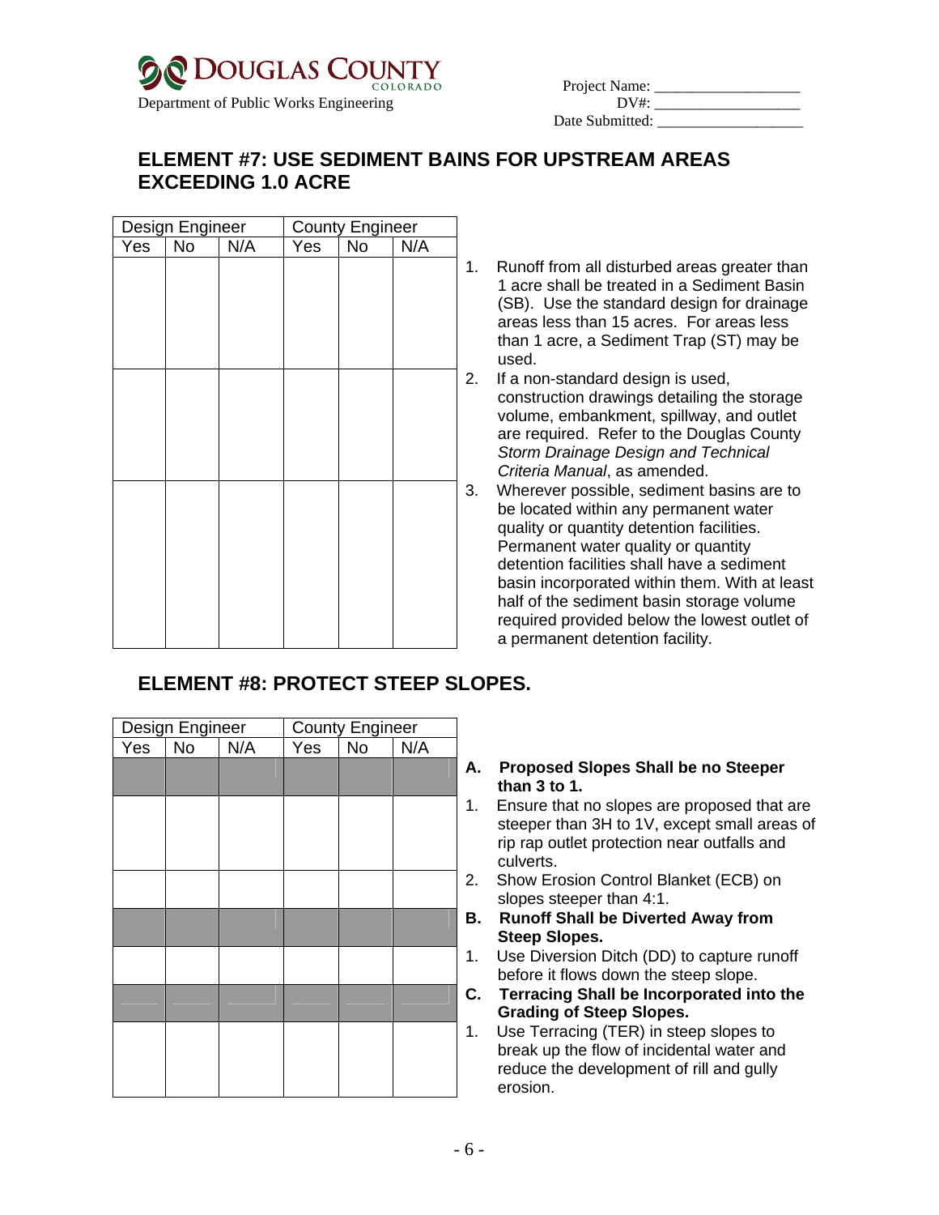Douglas County Colorado
Department of Public Works Engineering

Project Name: ___________________
DV#: ___________________
Date Submitted: ___________________

## ELEMENT #7: USE SEDIMENT BAINS FOR UPSTREAM AREAS EXCEEDING 1.0 ACRE

| Design Engineer | | | County Engineer | | | |
|---|---|---|---|---|---|---|
| Yes | No | N/A | Yes | No | N/A | |
| | | | | | | 1. Runoff from all disturbed areas greater than 1 acre shall be treated in a Sediment Basin (SB). Use the standard design for drainage areas less than 15 acres. For areas less than 1 acre, a Sediment Trap (ST) may be used. |
| | | | | | | 2. If a non-standard design is used, construction drawings detailing the storage volume, embankment, spillway, and outlet are required. Refer to the Douglas County *Storm Drainage Design and Technical Criteria Manual*, as amended. |
| | | | | | | 3. Wherever possible, sediment basins are to be located within any permanent water quality or quantity detention facilities. Permanent water quality or quantity detention facilities shall have a sediment basin incorporated within them. With at least half of the sediment basin storage volume required provided below the lowest outlet of a permanent detention facility. |

## ELEMENT #8: PROTECT STEEP SLOPES.

| Design Engineer | | | County Engineer | | | |
|---|---|---|---|---|---|---|
| Yes | No | N/A | Yes | No | N/A | |
| | | | | | | **A. Proposed Slopes Shall be no Steeper than 3 to 1.** |
| | | | | | | 1. Ensure that no slopes are proposed that are steeper than 3H to 1V, except small areas of rip rap outlet protection near outfalls and culverts. |
| | | | | | | 2. Show Erosion Control Blanket (ECB) on slopes steeper than 4:1. |
| | | | | | | **B. Runoff Shall be Diverted Away from Steep Slopes.** |
| | | | | | | 1. Use Diversion Ditch (DD) to capture runoff before it flows down the steep slope. |
| | | | | | | **C. Terracing Shall be Incorporated into the Grading of Steep Slopes.** |
| | | | | | | 1. Use Terracing (TER) in steep slopes to break up the flow of incidental water and reduce the development of rill and gully erosion. |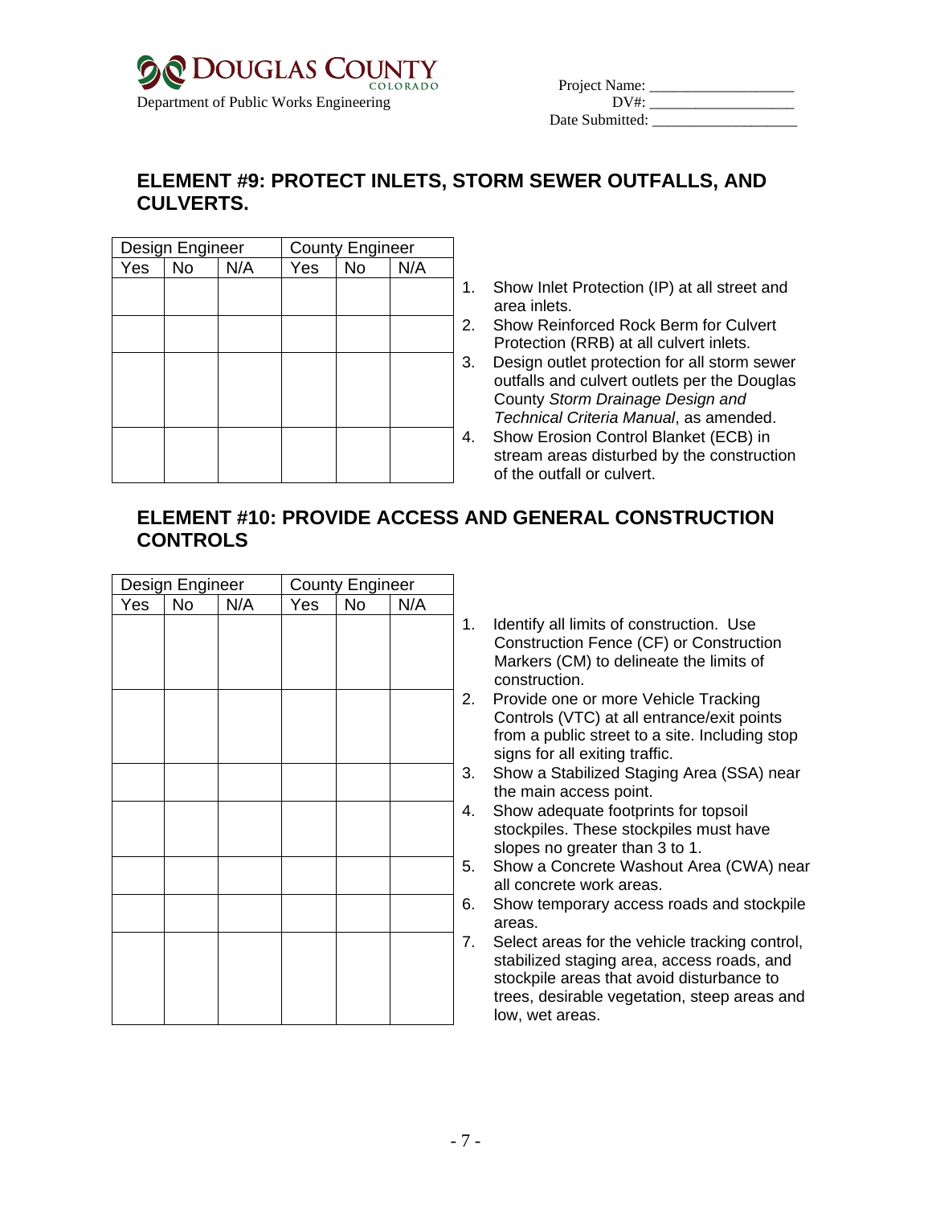Douglas County Colorado
Department of Public Works Engineering

Project Name: ___________________
DV#: ___________________
Date Submitted: ___________________

## ELEMENT #9: PROTECT INLETS, STORM SEWER OUTFALLS, AND CULVERTS.

| Design Engineer | | | County Engineer | | | |
|---|---|---|---|---|---|---|
| Yes | No | N/A | Yes | No | N/A | |
| | | | | | | 1. Show Inlet Protection (IP) at all street and area inlets. |
| | | | | | | 2. Show Reinforced Rock Berm for Culvert Protection (RRB) at all culvert inlets. |
| | | | | | | 3. Design outlet protection for all storm sewer outfalls and culvert outlets per the Douglas County *Storm Drainage Design and Technical Criteria Manual*, as amended. |
| | | | | | | 4. Show Erosion Control Blanket (ECB) in stream areas disturbed by the construction of the outfall or culvert. |

## ELEMENT #10: PROVIDE ACCESS AND GENERAL CONSTRUCTION CONTROLS

| Design Engineer | | | County Engineer | | | |
|---|---|---|---|---|---|---|
| Yes | No | N/A | Yes | No | N/A | |
| | | | | | | 1. Identify all limits of construction. Use Construction Fence (CF) or Construction Markers (CM) to delineate the limits of construction. |
| | | | | | | 2. Provide one or more Vehicle Tracking Controls (VTC) at all entrance/exit points from a public street to a site. Including stop signs for all exiting traffic. |
| | | | | | | 3. Show a Stabilized Staging Area (SSA) near the main access point. |
| | | | | | | 4. Show adequate footprints for topsoil stockpiles. These stockpiles must have slopes no greater than 3 to 1. |
| | | | | | | 5. Show a Concrete Washout Area (CWA) near all concrete work areas. |
| | | | | | | 6. Show temporary access roads and stockpile areas. |
| | | | | | | 7. Select areas for the vehicle tracking control, stabilized staging area, access roads, and stockpile areas that avoid disturbance to trees, desirable vegetation, steep areas and low, wet areas. |